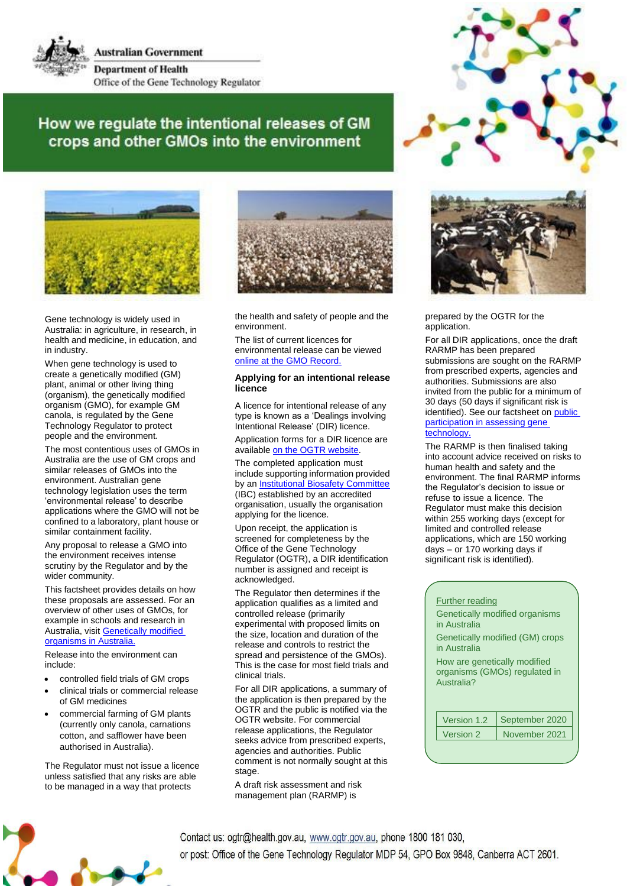Australian Government
Department of Health
Office of the Gene Technology Regulator

# How we regulate the intentional releases of GM crops and other GMOs into the environment

Gene technology is widely used in Australia: in agriculture, in research, in health and medicine, in education, and in industry.

When gene technology is used to create a genetically modified (GM) plant, animal or other living thing (organism), the genetically modified organism (GMO), for example GM canola, is regulated by the Gene Technology Regulator to protect people and the environment.

The most contentious uses of GMOs in Australia are the use of GM crops and similar releases of GMOs into the environment. Australian gene technology legislation uses the term 'environmental release' to describe applications where the GMO will not be confined to a laboratory, plant house or similar containment facility.

Any proposal to release a GMO into the environment receives intense scrutiny by the Regulator and by the wider community.

This factsheet provides details on how these proposals are assessed. For an overview of other uses of GMOs, for example in schools and research in Australia, visit [Genetically modified organisms in Australia.]

Release into the environment can include:

- controlled field trials of GM crops
- clinical trials or commercial release of GM medicines
- commercial farming of GM plants (currently only canola, carnations cotton, and safflower have been authorised in Australia).

The Regulator must not issue a licence unless satisfied that any risks are able to be managed in a way that protects the health and safety of people and the environment.

The list of current licences for environmental release can be viewed [online at the GMO Record.]

## Applying for an intentional release licence

A licence for intentional release of any type is known as a 'Dealings involving Intentional Release' (DIR) licence.

Application forms for a DIR licence are available [on the OGTR website].

The completed application must include supporting information provided by an [Institutional Biosafety Committee] (IBC) established by an accredited organisation, usually the organisation applying for the licence.

Upon receipt, the application is screened for completeness by the Office of the Gene Technology Regulator (OGTR), a DIR identification number is assigned and receipt is acknowledged.

The Regulator then determines if the application qualifies as a limited and controlled release (primarily experimental with proposed limits on the size, location and duration of the release and controls to restrict the spread and persistence of the GMOs). This is the case for most field trials and clinical trials.

For all DIR applications, a summary of the application is then prepared by the OGTR and the public is notified via the OGTR website. For commercial release applications, the Regulator seeks advice from prescribed experts, agencies and authorities. Public comment is not normally sought at this stage.

A draft risk assessment and risk management plan (RARMP) is prepared by the OGTR for the application.

For all DIR applications, once the draft RARMP has been prepared submissions are sought on the RARMP from prescribed experts, agencies and authorities. Submissions are also invited from the public for a minimum of 30 days (50 days if significant risk is identified). See our factsheet on [public participation in assessing gene technology.]

The RARMP is then finalised taking into account advice received on risks to human health and safety and the environment. The final RARMP informs the Regulator's decision to issue or refuse to issue a licence. The Regulator must make this decision within 255 working days (except for limited and controlled release applications, which are 150 working days – or 170 working days if significant risk is identified).

[Further reading]

[Genetically modified organisms in Australia]

[Genetically modified (GM) crops in Australia]

[How are genetically modified organisms (GMOs) regulated in Australia?]

| Version 1.2 | September 2020 |
| --- | --- |
| Version 2 | November 2021 |

Contact us: ogtr@health.gov.au, www.ogtr.gov.au, phone 1800 181 030, or post: Office of the Gene Technology Regulator MDP 54, GPO Box 9848, Canberra ACT 2601.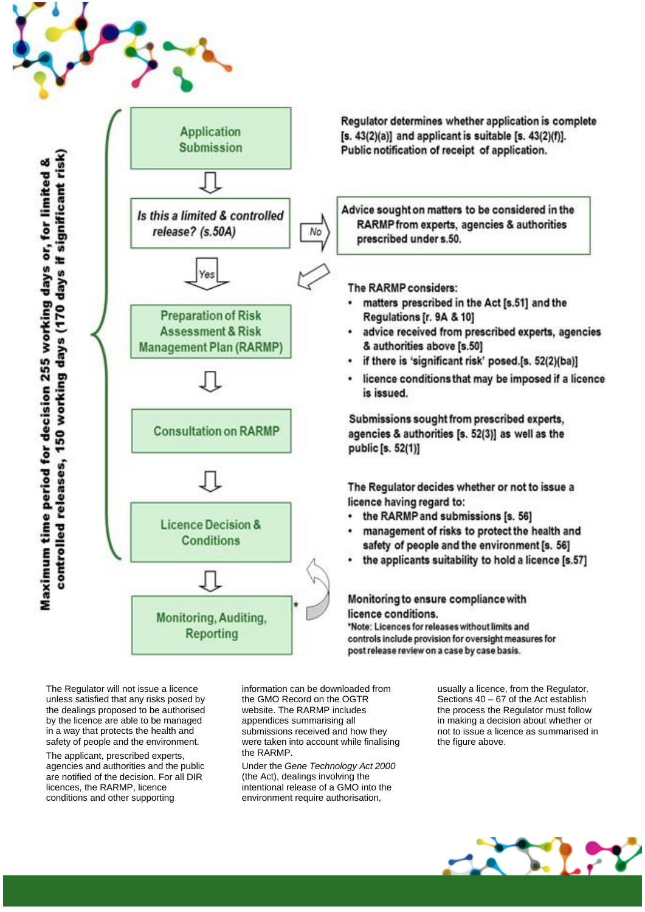Maximum time period for decision 255 working days or, for limited & controlled releases, 150 working days (170 days if significant risk)

**Application Submission**

Regulator determines whether application is complete [s. 43(2)(a)] and applicant is suitable [s. 43(2)(f)]. Public notification of receipt of application.

*Is this a limited & controlled release? (s.50A)*

No

Advice sought on matters to be considered in the RARMP from experts, agencies & authorities prescribed under s.50.

Yes

**Preparation of Risk Assessment & Risk Management Plan (RARMP)**

The RARMP considers:

- matters prescribed in the Act [s.51] and the Regulations [r. 9A & 10]
- advice received from prescribed experts, agencies & authorities above [s.50]
- if there is 'significant risk' posed.[s. 52(2)(ba)]
- licence conditions that may be imposed if a licence is issued.

**Consultation on RARMP**

Submissions sought from prescribed experts, agencies & authorities [s. 52(3)] as well as the public [s. 52(1)]

**Licence Decision & Conditions**

The Regulator decides whether or not to issue a licence having regard to:

- the RARMP and submissions [s. 56]
- management of risks to protect the health and safety of people and the environment [s. 56]
- the applicants suitability to hold a licence [s.57]

**Monitoring, Auditing, Reporting** *

Monitoring to ensure compliance with licence conditions.

*Note: Licences for releases without limits and controls include provision for oversight measures for post release review on a case by case basis.

The Regulator will not issue a licence unless satisfied that any risks posed by the dealings proposed to be authorised by the licence are able to be managed in a way that protects the health and safety of people and the environment.

The applicant, prescribed experts, agencies and authorities and the public are notified of the decision. For all DIR licences, the RARMP, licence conditions and other supporting information can be downloaded from the GMO Record on the OGTR website. The RARMP includes appendices summarising all submissions received and how they were taken into account while finalising the RARMP.

Under the *Gene Technology Act 2000* (the Act), dealings involving the intentional release of a GMO into the environment require authorisation, usually a licence, from the Regulator. Sections 40 – 67 of the Act establish the process the Regulator must follow in making a decision about whether or not to issue a licence as summarised in the figure above.